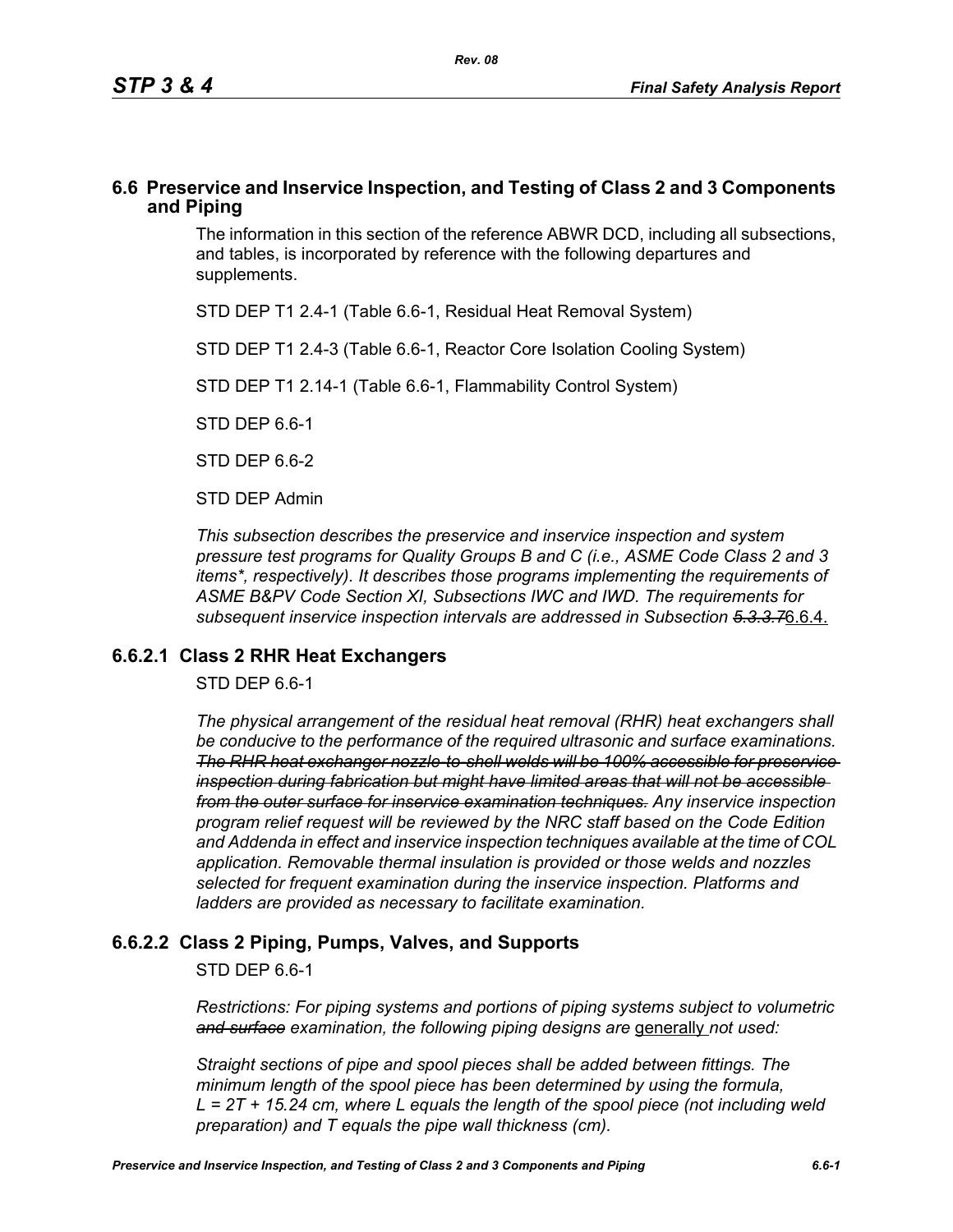## 6.6 Preservice and Inservice Inspection, and Testing of Class 2 and 3 Components and Piping

The information in this section of the reference ABWR DCD, including all subsections, and tables, is incorporated by reference with the following departures and supplements.

STD DEP T1 2.4-1 (Table 6.6-1, Residual Heat Removal System)

STD DEP T1 2.4-3 (Table 6.6-1, Reactor Core Isolation Cooling System)

STD DEP T1 2.14-1 (Table 6.6-1, Flammability Control System)

STD DEP 6.6-1

STD DEP 6.6-2

STD DEP Admin

*This subsection describes the preservice and inservice inspection and system pressure test programs for Quality Groups B and C (i.e., ASME Code Class 2 and 3 items*, respectively). It describes those programs implementing the requirements of ASME B&PV Code Section XI, Subsections IWC and IWD. The requirements for subsequent inservice inspection intervals are addressed in Subsection ~~5.3.3.7~~*6.6.4.

### 6.6.2.1 Class 2 RHR Heat Exchangers

STD DEP 6.6-1

*The physical arrangement of the residual heat removal (RHR) heat exchangers shall be conducive to the performance of the required ultrasonic and surface examinations. ~~The RHR heat exchanger nozzle-to-shell welds will be 100% accessible for preservice inspection during fabrication but might have limited areas that will not be accessible from the outer surface for inservice examination techniques.~~ Any inservice inspection program relief request will be reviewed by the NRC staff based on the Code Edition and Addenda in effect and inservice inspection techniques available at the time of COL application. Removable thermal insulation is provided or those welds and nozzles selected for frequent examination during the inservice inspection. Platforms and ladders are provided as necessary to facilitate examination.*

### 6.6.2.2 Class 2 Piping, Pumps, Valves, and Supports

STD DEP 6.6-1

*Restrictions: For piping systems and portions of piping systems subject to volumetric ~~and surface~~ examination, the following piping designs are* generally *not used:*

*Straight sections of pipe and spool pieces shall be added between fittings. The minimum length of the spool piece has been determined by using the formula, $L = 2T + 15.24$ cm, where L equals the length of the spool piece (not including weld preparation) and T equals the pipe wall thickness (cm).*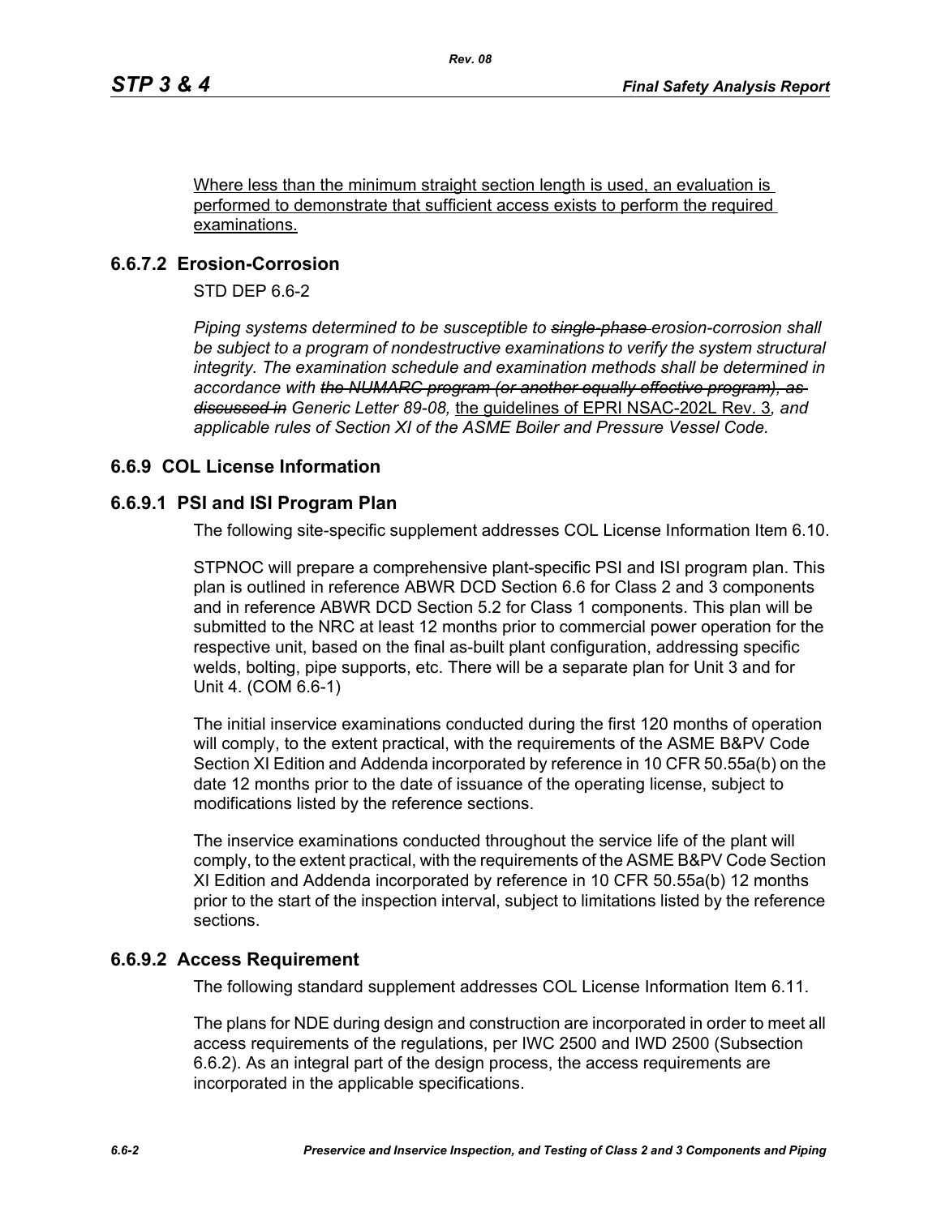Where less than the minimum straight section length is used, an evaluation is performed to demonstrate that sufficient access exists to perform the required examinations.

### 6.6.7.2 Erosion-Corrosion

STD DEP 6.6-2

*Piping systems determined to be susceptible to ~~single-phase~~ erosion-corrosion shall be subject to a program of nondestructive examinations to verify the system structural integrity. The examination schedule and examination methods shall be determined in accordance with ~~the NUMARC program (or another equally effective program), as discussed in~~ Generic Letter 89-08,* the guidelines of EPRI NSAC-202L Rev. 3*, and applicable rules of Section XI of the ASME Boiler and Pressure Vessel Code.*

## 6.6.9 COL License Information

### 6.6.9.1 PSI and ISI Program Plan

The following site-specific supplement addresses COL License Information Item 6.10.

STPNOC will prepare a comprehensive plant-specific PSI and ISI program plan. This plan is outlined in reference ABWR DCD Section 6.6 for Class 2 and 3 components and in reference ABWR DCD Section 5.2 for Class 1 components. This plan will be submitted to the NRC at least 12 months prior to commercial power operation for the respective unit, based on the final as-built plant configuration, addressing specific welds, bolting, pipe supports, etc. There will be a separate plan for Unit 3 and for Unit 4. (COM 6.6-1)

The initial inservice examinations conducted during the first 120 months of operation will comply, to the extent practical, with the requirements of the ASME B&PV Code Section XI Edition and Addenda incorporated by reference in 10 CFR 50.55a(b) on the date 12 months prior to the date of issuance of the operating license, subject to modifications listed by the reference sections.

The inservice examinations conducted throughout the service life of the plant will comply, to the extent practical, with the requirements of the ASME B&PV Code Section XI Edition and Addenda incorporated by reference in 10 CFR 50.55a(b) 12 months prior to the start of the inspection interval, subject to limitations listed by the reference sections.

### 6.6.9.2 Access Requirement

The following standard supplement addresses COL License Information Item 6.11.

The plans for NDE during design and construction are incorporated in order to meet all access requirements of the regulations, per IWC 2500 and IWD 2500 (Subsection 6.6.2). As an integral part of the design process, the access requirements are incorporated in the applicable specifications.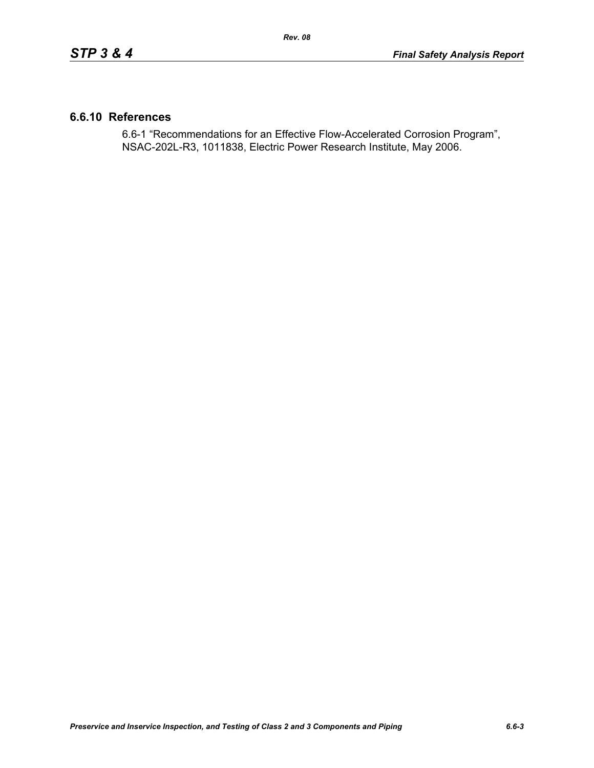## 6.6.10 References

6.6-1 “Recommendations for an Effective Flow-Accelerated Corrosion Program”, NSAC-202L-R3, 1011838, Electric Power Research Institute, May 2006.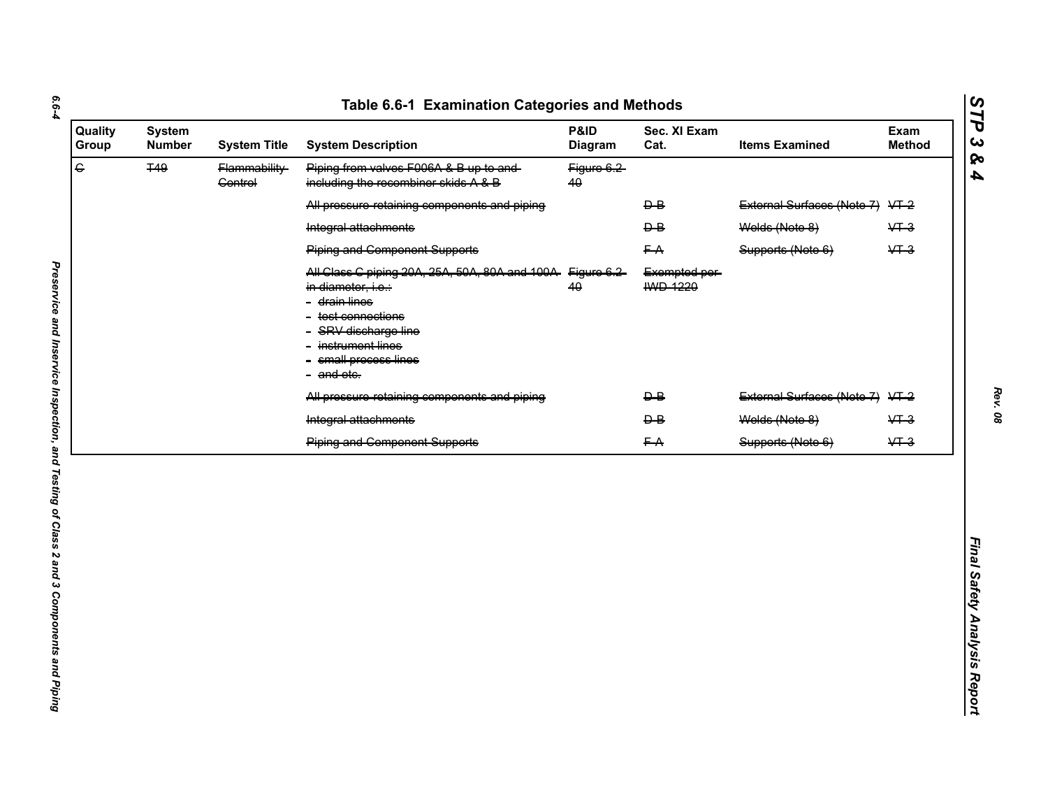# Table 6.6-1 Examination Categories and Methods

| Quality Group | System Number | System Title | System Description | P&ID Diagram | Sec. XI Exam Cat. | Items Examined | Exam Method |
|---|---|---|---|---|---|---|---|
| ~~C~~ | ~~T49~~ | ~~Flammability Control~~ | ~~Piping from valves F006A & B up to and including the recombiner skids A & B~~ | ~~Figure 6.2-40~~ | | | |
| | | | ~~All pressure retaining components and piping~~ | | ~~D-B~~ | ~~External Surfaces (Note 7)~~ | ~~VT-2~~ |
| | | | ~~Integral attachments~~ | | ~~D-B~~ | ~~Welds (Note 8)~~ | ~~VT-3~~ |
| | | | ~~Piping and Component Supports~~ | | ~~F-A~~ | ~~Supports (Note 6)~~ | ~~VT-3~~ |
| | | | ~~All Class C piping 20A, 25A, 50A, 80A and 100A in diameter, i.e.:~~ <br>~~- drain lines~~ <br>~~- test connections~~ <br>~~- SRV discharge line~~ <br>~~- instrument lines~~ <br>~~- small process lines~~ <br>~~- and etc.~~ | ~~Figure 6.2-40~~ | ~~Exempted per IWD-1220~~ | | |
| | | | ~~All pressure retaining components and piping~~ | | ~~D-B~~ | ~~External Surfaces (Note 7)~~ | ~~VT-2~~ |
| | | | ~~Integral attachments~~ | | ~~D-B~~ | ~~Welds (Note 8)~~ | ~~VT-3~~ |
| | | | ~~Piping and Component Supports~~ | | ~~F-A~~ | ~~Supports (Note 6)~~ | ~~VT-3~~ |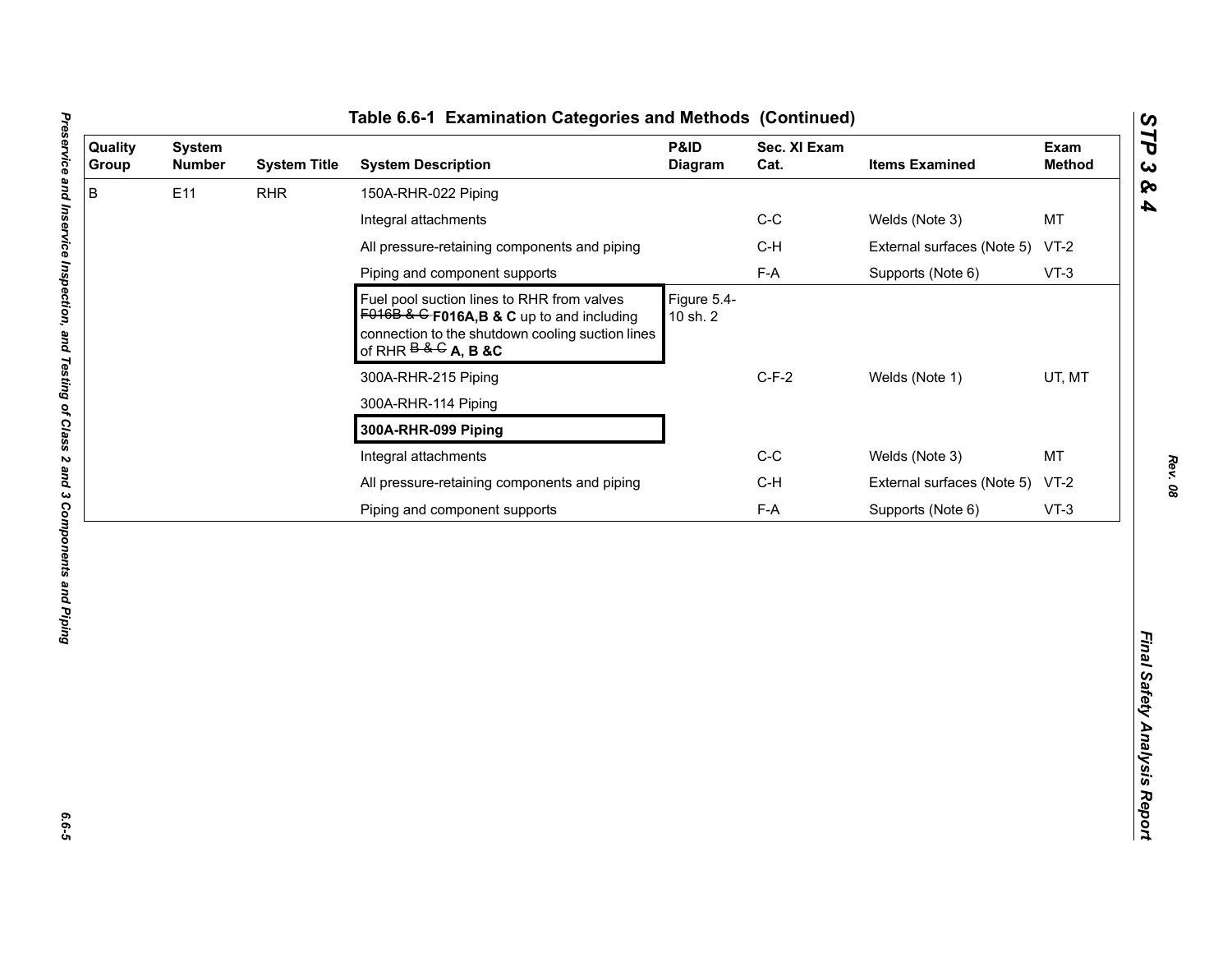## Table 6.6-1 Examination Categories and Methods (Continued)

| Quality Group | System Number | System Title | System Description | P&ID Diagram | Sec. XI Exam Cat. | Items Examined | Exam Method |
|---|---|---|---|---|---|---|---|
| B | E11 | RHR | 150A-RHR-022 Piping | | | | |
| | | | Integral attachments | | C-C | Welds (Note 3) | MT |
| | | | All pressure-retaining components and piping | | C-H | External surfaces (Note 5) | VT-2 |
| | | | Piping and component supports | | F-A | Supports (Note 6) | VT-3 |
| | | | Fuel pool suction lines to RHR from valves ~~F016B & C~~ **F016A,B & C** up to and including connection to the shutdown cooling suction lines of RHR ~~B & C~~ **A, B &C** | Figure 5.4-10 sh. 2 | | | |
| | | | 300A-RHR-215 Piping | | C-F-2 | Welds (Note 1) | UT, MT |
| | | | 300A-RHR-114 Piping | | | | |
| | | | **300A-RHR-099 Piping** | | | | |
| | | | Integral attachments | | C-C | Welds (Note 3) | MT |
| | | | All pressure-retaining components and piping | | C-H | External surfaces (Note 5) | VT-2 |
| | | | Piping and component supports | | F-A | Supports (Note 6) | VT-3 |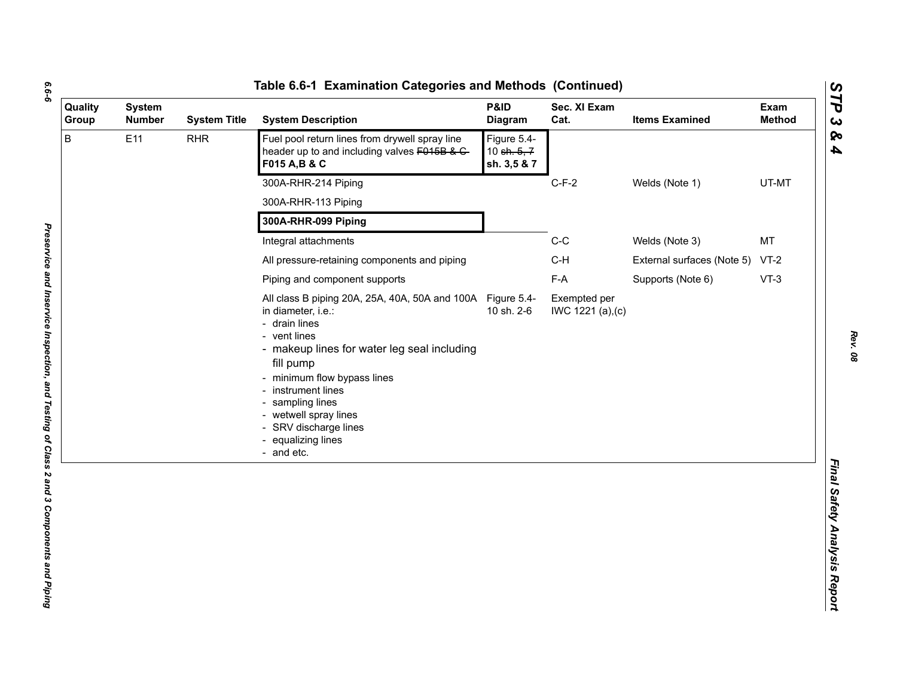## Table 6.6-1 Examination Categories and Methods (Continued)

| Quality Group | System Number | System Title | System Description | P&ID Diagram | Sec. XI Exam Cat. | Items Examined | Exam Method |
|---|---|---|---|---|---|---|---|
| B | E11 | RHR | Fuel pool return lines from drywell spray line header up to and including valves ~~F015B & C~~ **F015 A,B & C** | Figure 5.4-10 ~~sh. 5, 7~~ **sh. 3,5 & 7** | | | |
| | | | 300A-RHR-214 Piping | | C-F-2 | Welds (Note 1) | UT-MT |
| | | | 300A-RHR-113 Piping | | | | |
| | | | **300A-RHR-099 Piping** | | | | |
| | | | Integral attachments | | C-C | Welds (Note 3) | MT |
| | | | All pressure-retaining components and piping | | C-H | External surfaces (Note 5) | VT-2 |
| | | | Piping and component supports | | F-A | Supports (Note 6) | VT-3 |
| | | | All class B piping 20A, 25A, 40A, 50A and 100A in diameter, i.e.:<br>- drain lines<br>- vent lines<br>- makeup lines for water leg seal including fill pump<br>- minimum flow bypass lines<br>- instrument lines<br>- sampling lines<br>- wetwell spray lines<br>- SRV discharge lines<br>- equalizing lines<br>- and etc. | Figure 5.4-10 sh. 2-6 | Exempted per IWC 1221 (a),(c) | | |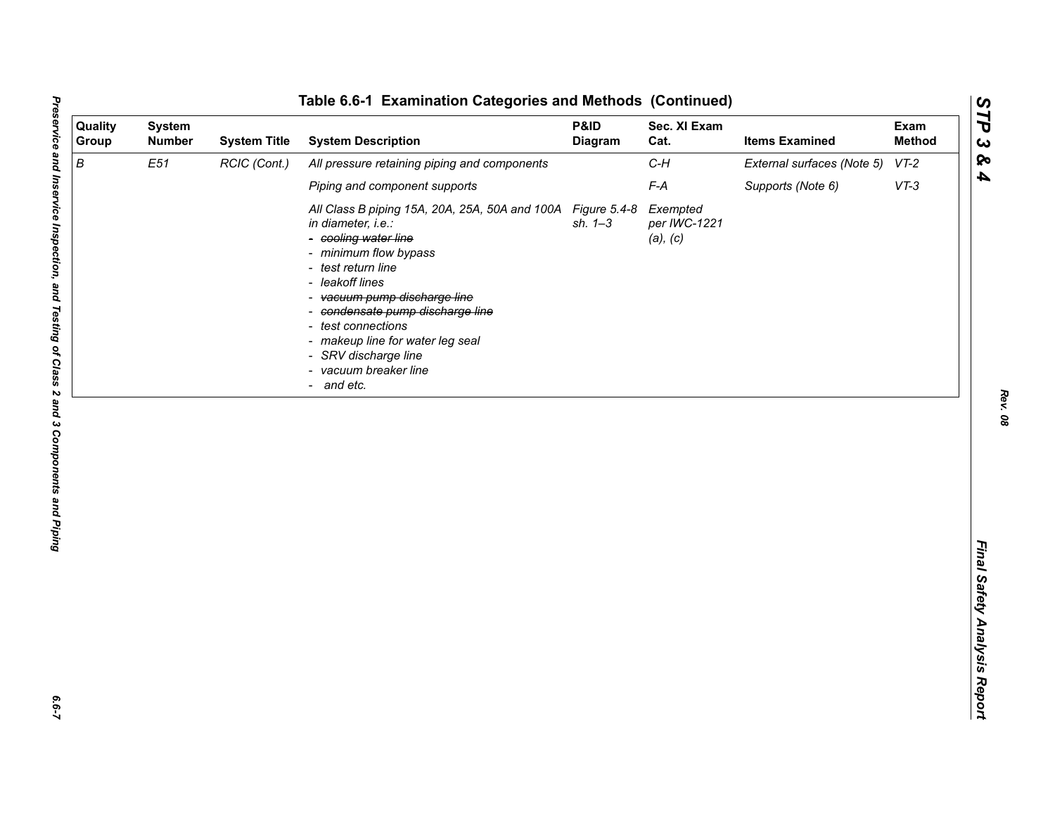# Table 6.6-1 Examination Categories and Methods (Continued)

| Quality Group | System Number | System Title | System Description | P&ID Diagram | Sec. XI Exam Cat. | Items Examined | Exam Method |
|---|---|---|---|---|---|---|---|
| *B* | *E51* | *RCIC (Cont.)* | *All pressure retaining piping and components* | | *C-H* | *External surfaces (Note 5)* | *VT-2* |
| | | | *Piping and component supports* | | *F-A* | *Supports (Note 6)* | *VT-3* |
| | | | *All Class B piping 15A, 20A, 25A, 50A and 100A in diameter, i.e.:*<br>- ~~*cooling water line*~~<br>- *minimum flow bypass*<br>- *test return line*<br>- *leakoff lines*<br>- ~~*vacuum pump discharge line*~~<br>- ~~*condensate pump discharge line*~~<br>- *test connections*<br>- *makeup line for water leg seal*<br>- *SRV discharge line*<br>- *vacuum breaker line*<br>- *and etc.* | *Figure 5.4-8 sh. 1–3* | *Exempted per IWC-1221 (a), (c)* | | |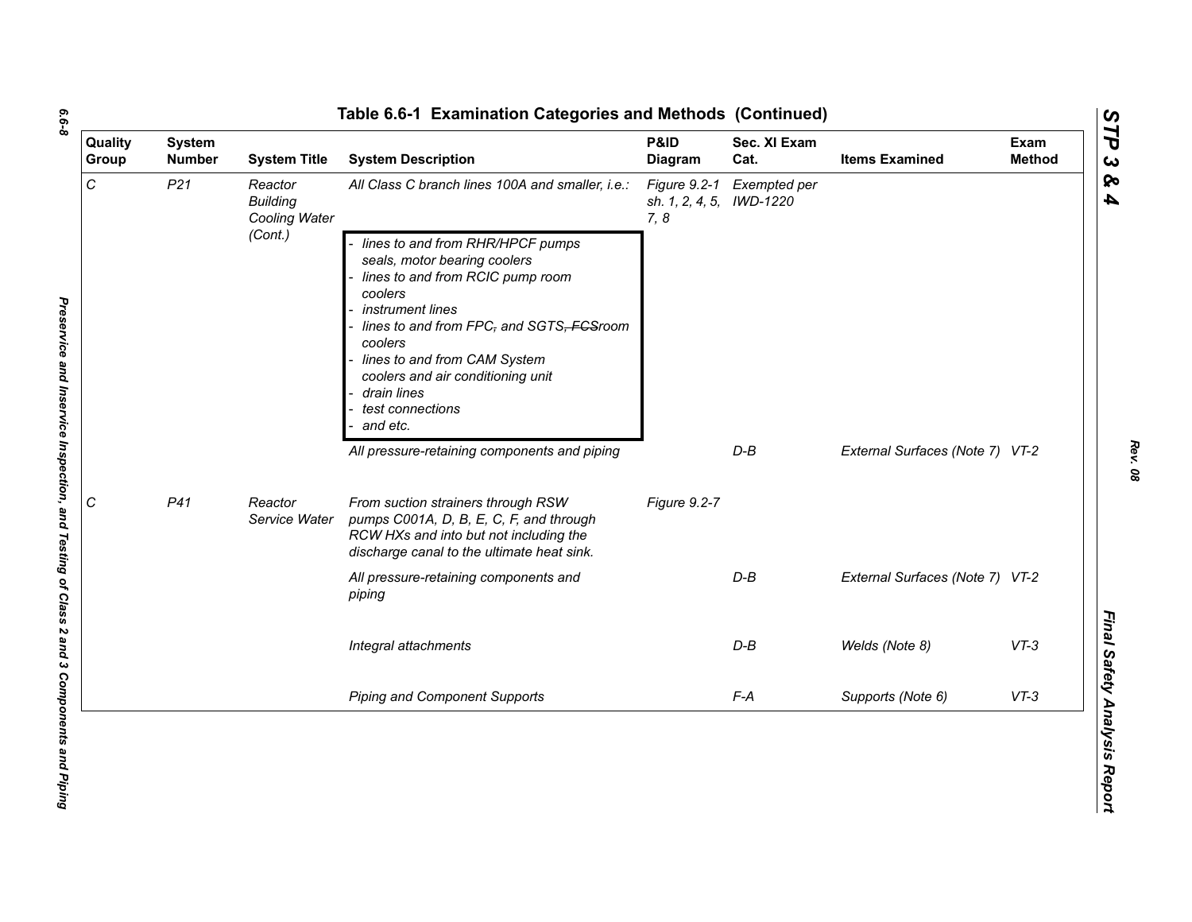# Table 6.6-1 Examination Categories and Methods (Continued)

| Quality Group | System Number | System Title | System Description | P&ID Diagram | Sec. XI Exam Cat. | Items Examined | Exam Method |
|---|---|---|---|---|---|---|---|
| *C* | *P21* | *Reactor Building Cooling Water (Cont.)* | *All Class C branch lines 100A and smaller, i.e.:* | *Figure 9.2-1 sh. 1, 2, 4, 5, 7, 8* | *Exempted per IWD-1220* | | |
| | | | *- lines to and from RHR/HPCF pumps seals, motor bearing coolers - lines to and from RCIC pump room coolers - instrument lines - lines to and from FPC, and SGTS, ~~FCS~~room coolers - lines to and from CAM System coolers and air conditioning unit - drain lines - test connections - and etc.* | | | | |
| | | | *All pressure-retaining components and piping* | | *D-B* | *External Surfaces (Note 7)* | *VT-2* |
| *C* | *P41* | *Reactor Service Water* | *From suction strainers through RSW pumps C001A, D, B, E, C, F, and through RCW HXs and into but not including the discharge canal to the ultimate heat sink.* | *Figure 9.2-7* | | | |
| | | | *All pressure-retaining components and piping* | | *D-B* | *External Surfaces (Note 7)* | *VT-2* |
| | | | *Integral attachments* | | *D-B* | *Welds (Note 8)* | *VT-3* |
| | | | *Piping and Component Supports* | | *F-A* | *Supports (Note 6)* | *VT-3* |